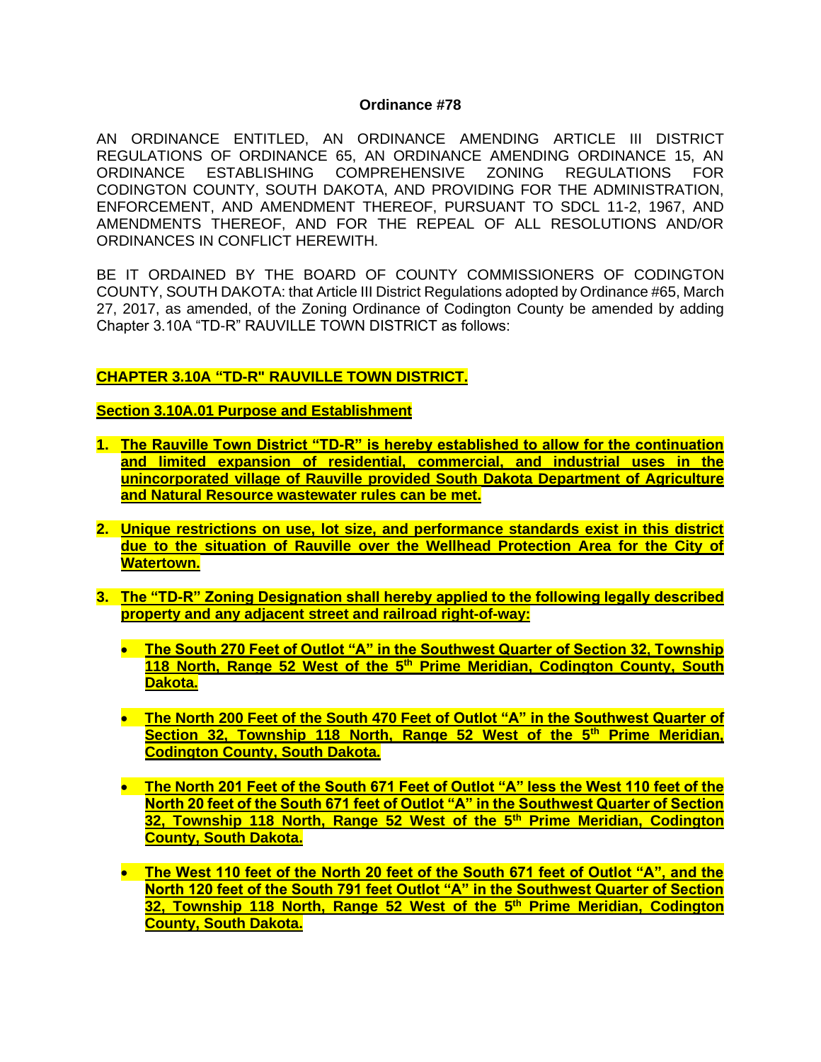**Ordinance #78**

AN ORDINANCE ENTITLED, AN ORDINANCE AMENDING ARTICLE III DISTRICT REGULATIONS OF ORDINANCE 65, AN ORDINANCE AMENDING ORDINANCE 15, AN ORDINANCE ESTABLISHING COMPREHENSIVE ZONING REGULATIONS FOR CODINGTON COUNTY, SOUTH DAKOTA, AND PROVIDING FOR THE ADMINISTRATION, ENFORCEMENT, AND AMENDMENT THEREOF, PURSUANT TO SDCL 11-2, 1967, AND AMENDMENTS THEREOF, AND FOR THE REPEAL OF ALL RESOLUTIONS AND/OR ORDINANCES IN CONFLICT HEREWITH.

BE IT ORDAINED BY THE BOARD OF COUNTY COMMISSIONERS OF CODINGTON COUNTY, SOUTH DAKOTA: that Article III District Regulations adopted by Ordinance #65, March 27, 2017, as amended, of the Zoning Ordinance of Codington County be amended by adding Chapter 3.10A "TD-R" RAUVILLE TOWN DISTRICT as follows:

**CHAPTER 3.10A "TD-R" RAUVILLE TOWN DISTRICT.**

**Section 3.10A.01 Purpose and Establishment**

1. **The Rauville Town District "TD-R" is hereby established to allow for the continuation and limited expansion of residential, commercial, and industrial uses in the unincorporated village of Rauville provided South Dakota Department of Agriculture and Natural Resource wastewater rules can be met.**

2. **Unique restrictions on use, lot size, and performance standards exist in this district due to the situation of Rauville over the Wellhead Protection Area for the City of Watertown.**

3. **The "TD-R" Zoning Designation shall hereby applied to the following legally described property and any adjacent street and railroad right-of-way:**

   - **The South 270 Feet of Outlot "A" in the Southwest Quarter of Section 32, Township 118 North, Range 52 West of the 5th Prime Meridian, Codington County, South Dakota.**

   - **The North 200 Feet of the South 470 Feet of Outlot "A" in the Southwest Quarter of Section 32, Township 118 North, Range 52 West of the 5th Prime Meridian, Codington County, South Dakota.**

   - **The North 201 Feet of the South 671 Feet of Outlot "A" less the West 110 feet of the North 20 feet of the South 671 feet of Outlot "A" in the Southwest Quarter of Section 32, Township 118 North, Range 52 West of the 5th Prime Meridian, Codington County, South Dakota.**

   - **The West 110 feet of the North 20 feet of the South 671 feet of Outlot "A", and the North 120 feet of the South 791 feet Outlot "A" in the Southwest Quarter of Section 32, Township 118 North, Range 52 West of the 5th Prime Meridian, Codington County, South Dakota.**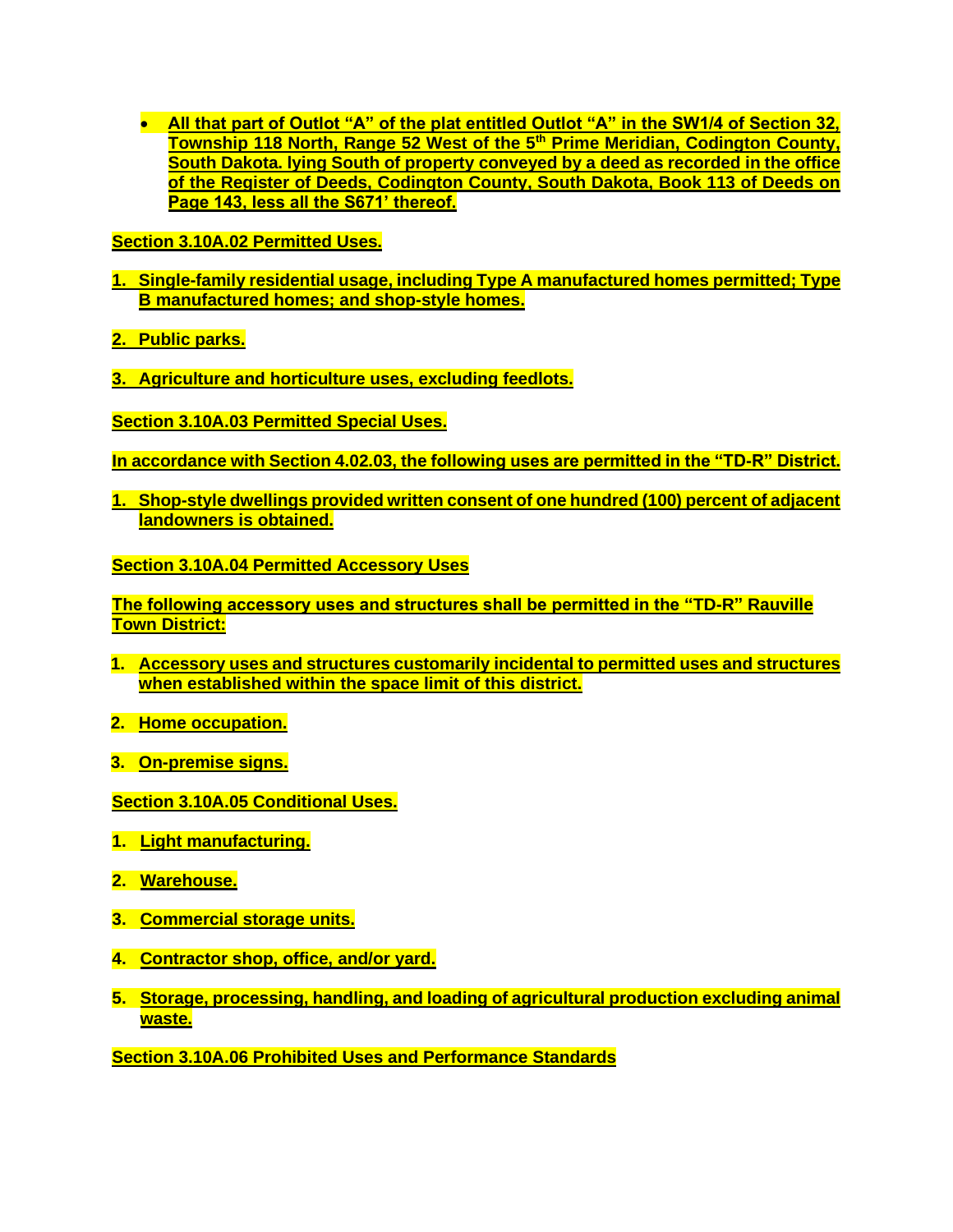- All that part of Outlot "A" of the plat entitled Outlot "A" in the SW1/4 of Section 32, Township 118 North, Range 52 West of the 5th Prime Meridian, Codington County, South Dakota. lying South of property conveyed by a deed as recorded in the office of the Register of Deeds, Codington County, South Dakota, Book 113 of Deeds on Page 143, less all the S671' thereof.

**Section 3.10A.02 Permitted Uses.**

1. Single-family residential usage, including Type A manufactured homes permitted; Type B manufactured homes; and shop-style homes.
2. Public parks.
3. Agriculture and horticulture uses, excluding feedlots.

**Section 3.10A.03 Permitted Special Uses.**

In accordance with Section 4.02.03, the following uses are permitted in the "TD-R" District.

1. Shop-style dwellings provided written consent of one hundred (100) percent of adjacent landowners is obtained.

**Section 3.10A.04 Permitted Accessory Uses**

The following accessory uses and structures shall be permitted in the "TD-R" Rauville Town District:

1. Accessory uses and structures customarily incidental to permitted uses and structures when established within the space limit of this district.
2. Home occupation.
3. On-premise signs.

**Section 3.10A.05 Conditional Uses.**

1. Light manufacturing.
2. Warehouse.
3. Commercial storage units.
4. Contractor shop, office, and/or yard.
5. Storage, processing, handling, and loading of agricultural production excluding animal waste.

**Section 3.10A.06 Prohibited Uses and Performance Standards**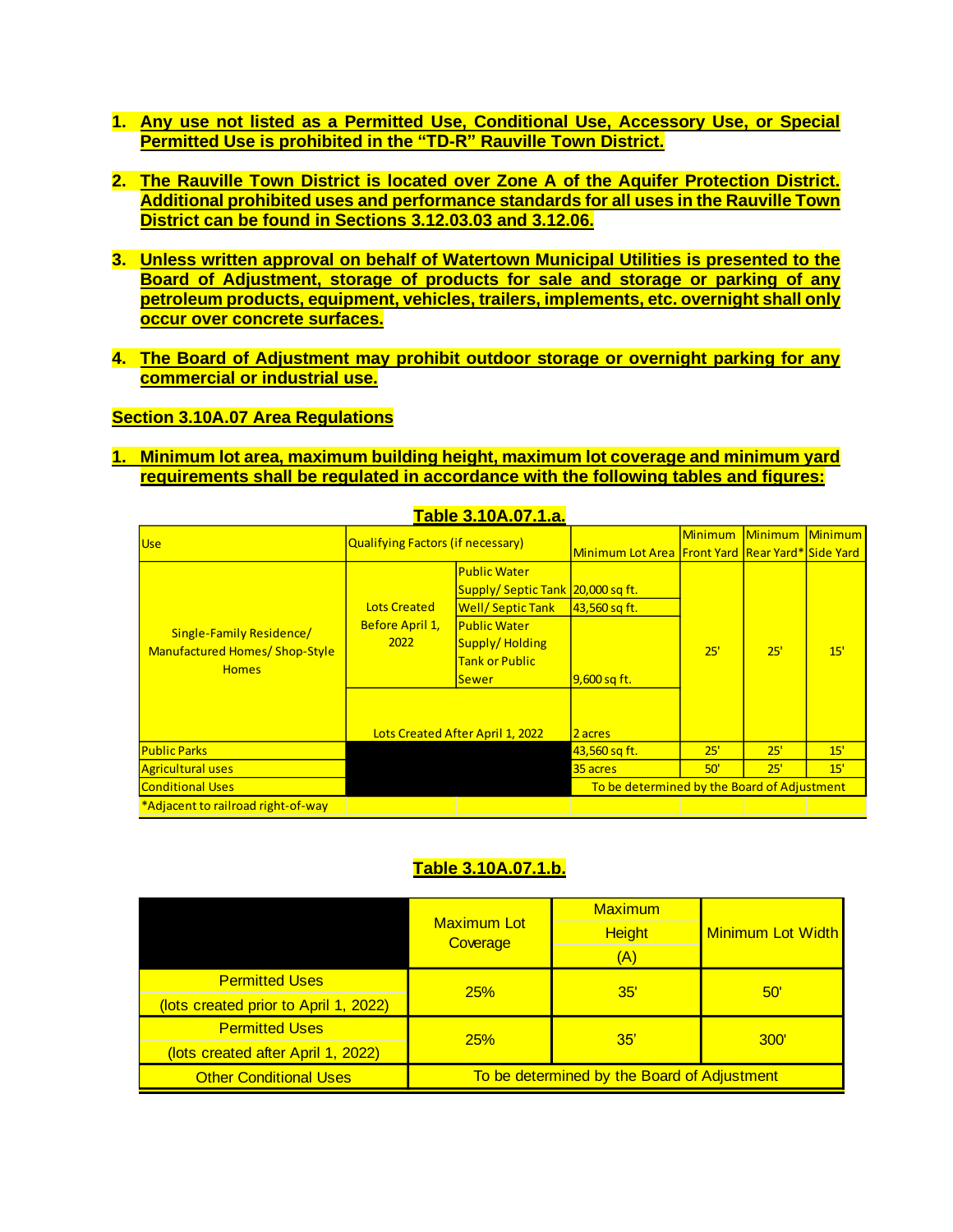1. **Any use not listed as a Permitted Use, Conditional Use, Accessory Use, or Special Permitted Use is prohibited in the "TD-R" Rauville Town District.**

2. **The Rauville Town District is located over Zone A of the Aquifer Protection District. Additional prohibited uses and performance standards for all uses in the Rauville Town District can be found in Sections 3.12.03.03 and 3.12.06.**

3. **Unless written approval on behalf of Watertown Municipal Utilities is presented to the Board of Adjustment, storage of products for sale and storage or parking of any petroleum products, equipment, vehicles, trailers, implements, etc. overnight shall only occur over concrete surfaces.**

4. **The Board of Adjustment may prohibit outdoor storage or overnight parking for any commercial or industrial use.**

**Section 3.10A.07 Area Regulations**

1. **Minimum lot area, maximum building height, maximum lot coverage and minimum yard requirements shall be regulated in accordance with the following tables and figures:**

**Table 3.10A.07.1.a.**

| Use | Qualifying Factors (if necessary) | | Minimum Lot Area | Minimum Front Yard | Minimum Rear Yard* | Minimum Side Yard |
|---|---|---|---|---|---|---|
| Single-Family Residence/ Manufactured Homes/ Shop-Style Homes | Lots Created Before April 1, 2022 | Public Water Supply/ Septic Tank | 20,000 sq ft. | 25' | 25' | 15' |
| | | Well/ Septic Tank | 43,560 sq ft. | | | |
| | | Public Water Supply/ Holding Tank or Public Sewer | 9,600 sq ft. | | | |
| | Lots Created After April 1, 2022 | | 2 acres | | | |
| Public Parks | | | 43,560 sq ft. | 25' | 25' | 15' |
| Agricultural uses | | | 35 acres | 50' | 25' | 15' |
| Conditional Uses | | | To be determined by the Board of Adjustment | | | |
| *Adjacent to railroad right-of-way | | | | | | |

**Table 3.10A.07.1.b.**

| | Maximum Lot Coverage | Maximum Height (A) | Minimum Lot Width |
|---|---|---|---|
| Permitted Uses (lots created prior to April 1, 2022) | 25% | 35' | 50' |
| Permitted Uses (lots created after April 1, 2022) | 25% | 35' | 300' |
| Other Conditional Uses | To be determined by the Board of Adjustment | | |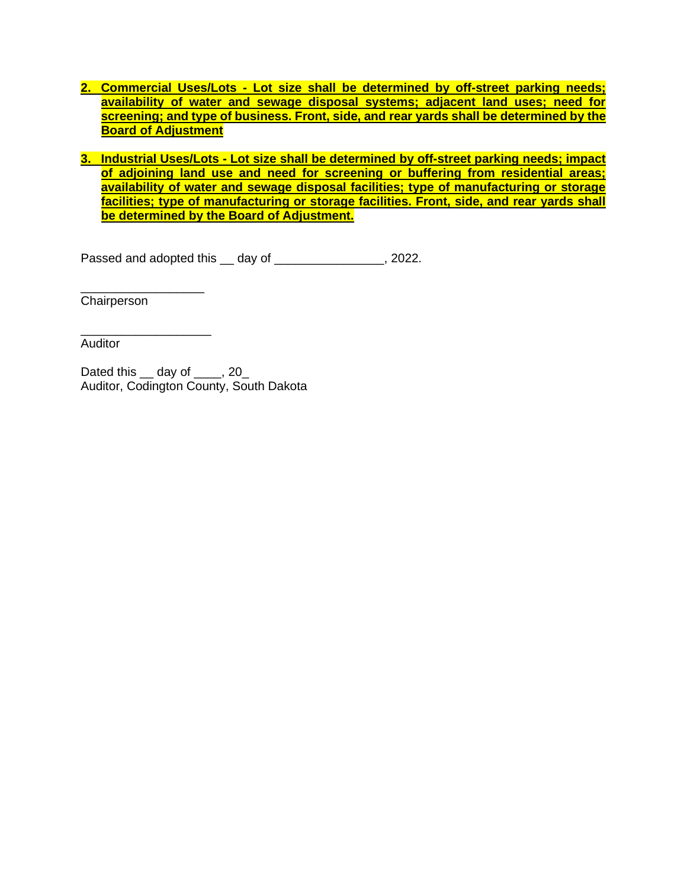2. **Commercial Uses/Lots - Lot size shall be determined by off-street parking needs; availability of water and sewage disposal systems; adjacent land uses; need for screening; and type of business. Front, side, and rear yards shall be determined by the Board of Adjustment**

3. **Industrial Uses/Lots - Lot size shall be determined by off-street parking needs; impact of adjoining land use and need for screening or buffering from residential areas; availability of water and sewage disposal facilities; type of manufacturing or storage facilities; type of manufacturing or storage facilities. Front, side, and rear yards shall be determined by the Board of Adjustment.**

Passed and adopted this __ day of ________________, 2022.

__________________
Chairperson

___________________
Auditor

Dated this __ day of ____, 20_
Auditor, Codington County, South Dakota